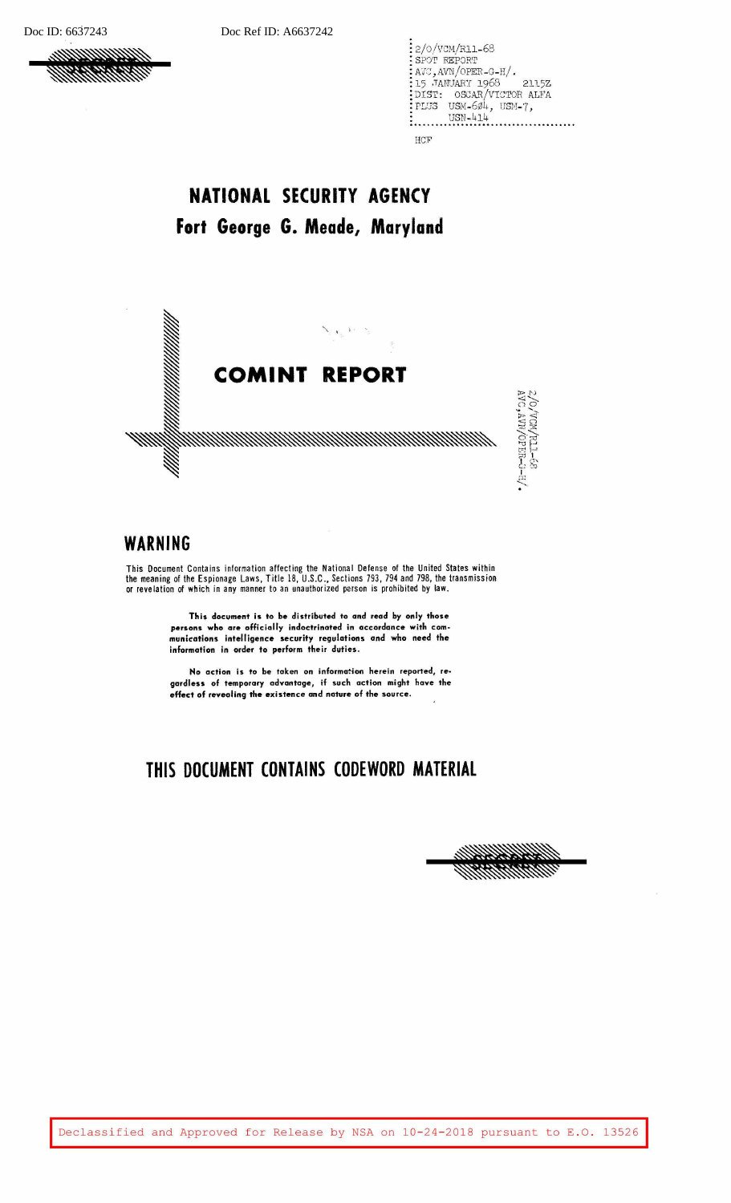SECRET

2/O/VCM/R11-68
SPOT REPORT
AVC,AVN/OPER-G-H/.
15 JANUARY 1968 2115Z
DIST: OSCAR/VICTOR ALFA
PLUS USM-6Ø4, USM-7,
USN-414

HCF

# NATIONAL SECURITY AGENCY
## Fort George G. Meade, Maryland

# COMINT REPORT

2/O/VCM/R11-68
AVC,AVN/OPER-G-H/.

## WARNING

This Document Contains information affecting the National Defense of the United States within the meaning of the Espionage Laws, Title 18, U.S.C., Sections 793, 794 and 798, the transmission or revelation of which in any manner to an unauthorized person is prohibited by law.

**This document is to be distributed to and read by only those persons who are officially indoctrinated in accordance with communications intelligence security regulations and who need the information in order to perform their duties.**

**No action is to be taken on information herein reported, regardless of temporary advantage, if such action might have the effect of revealing the existence and nature of the source.**

## THIS DOCUMENT CONTAINS CODEWORD MATERIAL

SECRET

Declassified and Approved for Release by NSA on 10-24-2018 pursuant to E.O. 13526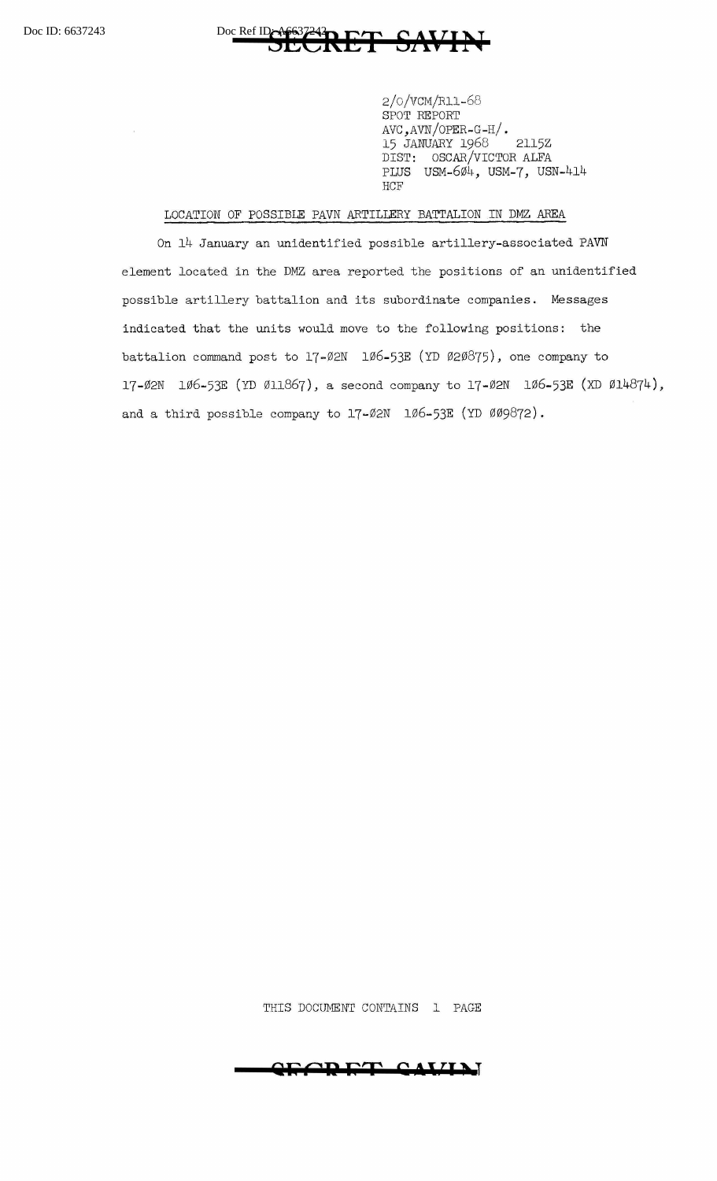SECRET SAVIN

2/O/VCM/R11-68
SPOT REPORT
AVC,AVN/OPER-G-H/.
15 JANUARY 1968 2115Z
DIST: OSCAR/VICTOR ALFA
PLUS USM-6Ø4, USM-7, USN-414
HCF

## LOCATION OF POSSIBLE PAVN ARTILLERY BATTALION IN DMZ AREA

On 14 January an unidentified possible artillery-associated PAVN element located in the DMZ area reported the positions of an unidentified possible artillery battalion and its subordinate companies. Messages indicated that the units would move to the following positions: the battalion command post to 17-Ø2N 1Ø6-53E (YD Ø2Ø875), one company to 17-Ø2N 1Ø6-53E (YD Ø11867), a second company to 17-Ø2N 1Ø6-53E (XD Ø14874), and a third possible company to 17-Ø2N 1Ø6-53E (YD ØØ9872).

THIS DOCUMENT CONTAINS 1 PAGE

SECRET SAVIN